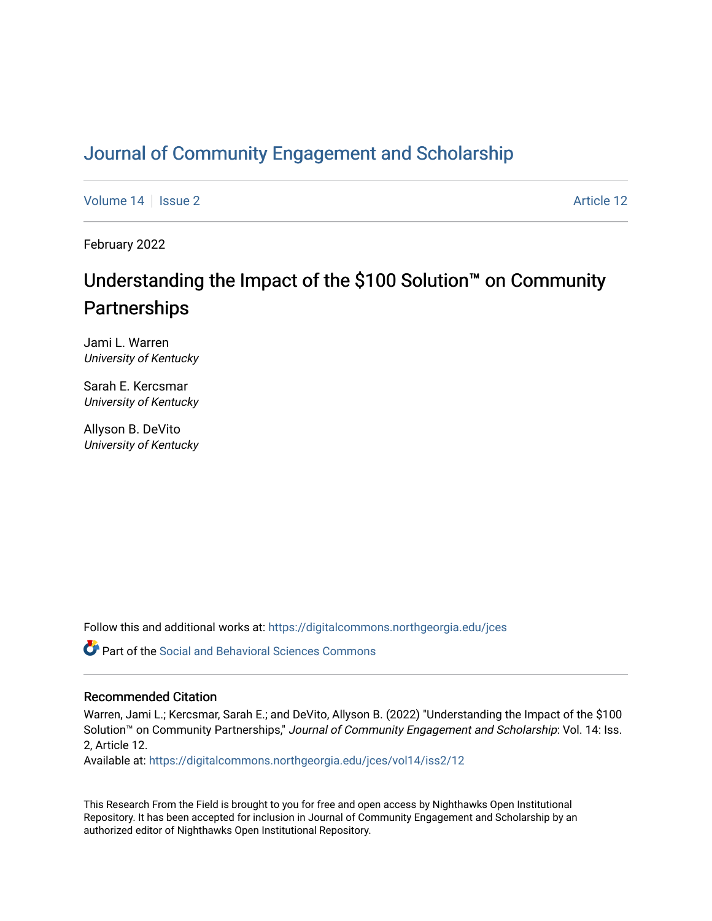# Journal of Community Engagement and Scholarship

Volume 14 | Issue 2 | Article 12

February 2022

## Understanding the Impact of the $100 Solution™ on Community Partnerships

Jami L. Warren
*University of Kentucky*

Sarah E. Kercsmar
*University of Kentucky*

Allyson B. DeVito
*University of Kentucky*

Follow this and additional works at: https://digitalcommons.northgeorgia.edu/jces

Part of the Social and Behavioral Sciences Commons

### Recommended Citation

Warren, Jami L.; Kercsmar, Sarah E.; and DeVito, Allyson B. (2022) "Understanding the Impact of the $100 Solution™ on Community Partnerships," *Journal of Community Engagement and Scholarship*: Vol. 14: Iss. 2, Article 12.

Available at: https://digitalcommons.northgeorgia.edu/jces/vol14/iss2/12

This Research From the Field is brought to you for free and open access by Nighthawks Open Institutional Repository. It has been accepted for inclusion in Journal of Community Engagement and Scholarship by an authorized editor of Nighthawks Open Institutional Repository.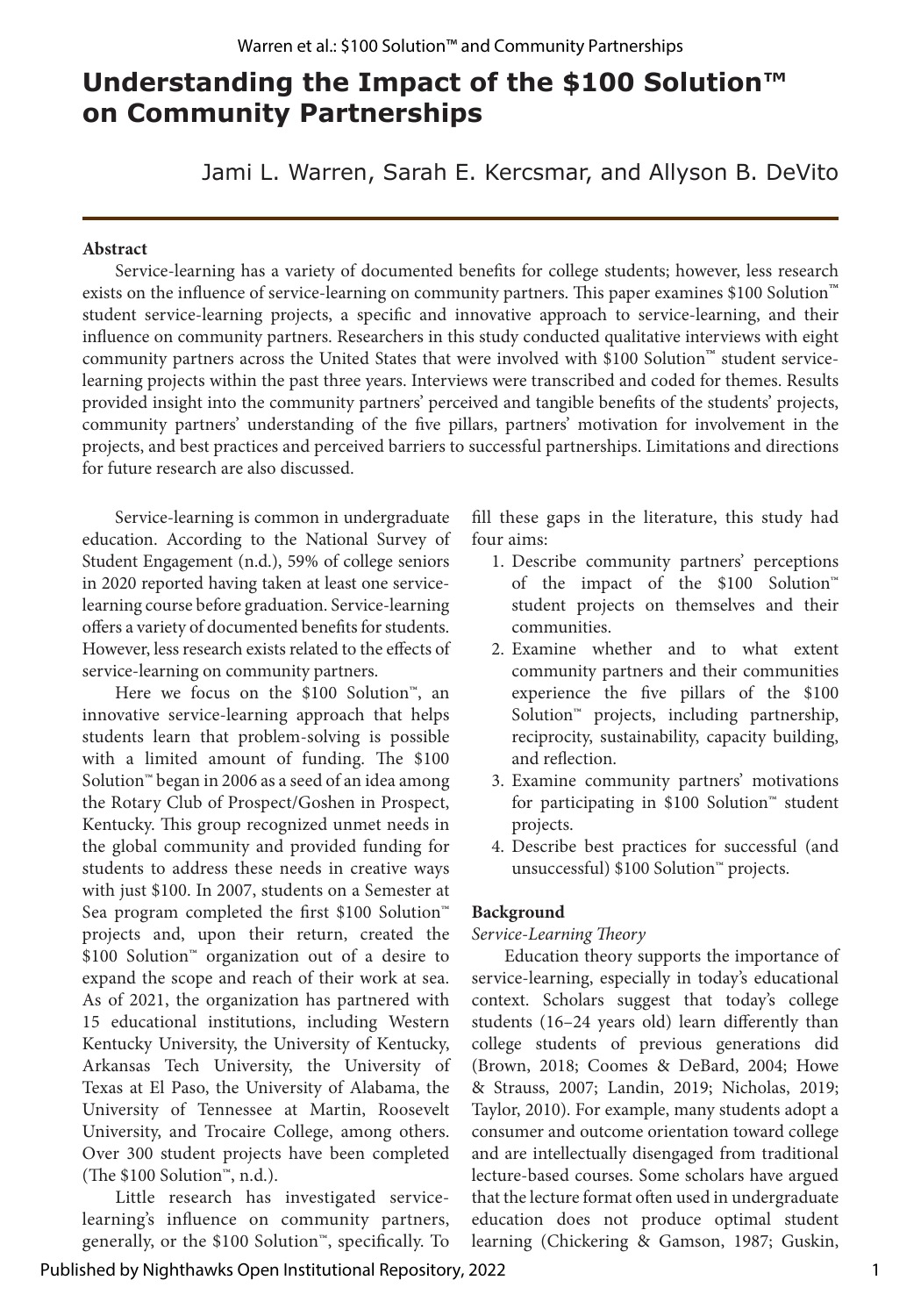# Understanding the Impact of the $100 Solution™ on Community Partnerships

Jami L. Warren, Sarah E. Kercsmar, and Allyson B. DeVito

**Abstract**

Service-learning has a variety of documented benefits for college students; however, less research exists on the influence of service-learning on community partners. This paper examines $100 Solution™ student service-learning projects, a specific and innovative approach to service-learning, and their influence on community partners. Researchers in this study conducted qualitative interviews with eight community partners across the United States that were involved with $100 Solution™ student service-learning projects within the past three years. Interviews were transcribed and coded for themes. Results provided insight into the community partners' perceived and tangible benefits of the students' projects, community partners' understanding of the five pillars, partners' motivation for involvement in the projects, and best practices and perceived barriers to successful partnerships. Limitations and directions for future research are also discussed.

Service-learning is common in undergraduate education. According to the National Survey of Student Engagement (n.d.), 59% of college seniors in 2020 reported having taken at least one service-learning course before graduation. Service-learning offers a variety of documented benefits for students. However, less research exists related to the effects of service-learning on community partners.

Here we focus on the $100 Solution™, an innovative service-learning approach that helps students learn that problem-solving is possible with a limited amount of funding. The $100 Solution™ began in 2006 as a seed of an idea among the Rotary Club of Prospect/Goshen in Prospect, Kentucky. This group recognized unmet needs in the global community and provided funding for students to address these needs in creative ways with just $100. In 2007, students on a Semester at Sea program completed the first $100 Solution™ projects and, upon their return, created the $100 Solution™ organization out of a desire to expand the scope and reach of their work at sea. As of 2021, the organization has partnered with 15 educational institutions, including Western Kentucky University, the University of Kentucky, Arkansas Tech University, the University of Texas at El Paso, the University of Alabama, the University of Tennessee at Martin, Roosevelt University, and Trocaire College, among others. Over 300 student projects have been completed (The $100 Solution™, n.d.).

Little research has investigated service-learning's influence on community partners, generally, or the $100 Solution™, specifically. To fill these gaps in the literature, this study had four aims:

1. Describe community partners' perceptions of the impact of the $100 Solution™ student projects on themselves and their communities.
2. Examine whether and to what extent community partners and their communities experience the five pillars of the $100 Solution™ projects, including partnership, reciprocity, sustainability, capacity building, and reflection.
3. Examine community partners' motivations for participating in $100 Solution™ student projects.
4. Describe best practices for successful (and unsuccessful) $100 Solution™ projects.

**Background**

*Service-Learning Theory*

Education theory supports the importance of service-learning, especially in today's educational context. Scholars suggest that today's college students (16–24 years old) learn differently than college students of previous generations did (Brown, 2018; Coomes & DeBard, 2004; Howe & Strauss, 2007; Landin, 2019; Nicholas, 2019; Taylor, 2010). For example, many students adopt a consumer and outcome orientation toward college and are intellectually disengaged from traditional lecture-based courses. Some scholars have argued that the lecture format often used in undergraduate education does not produce optimal student learning (Chickering & Gamson, 1987; Guskin,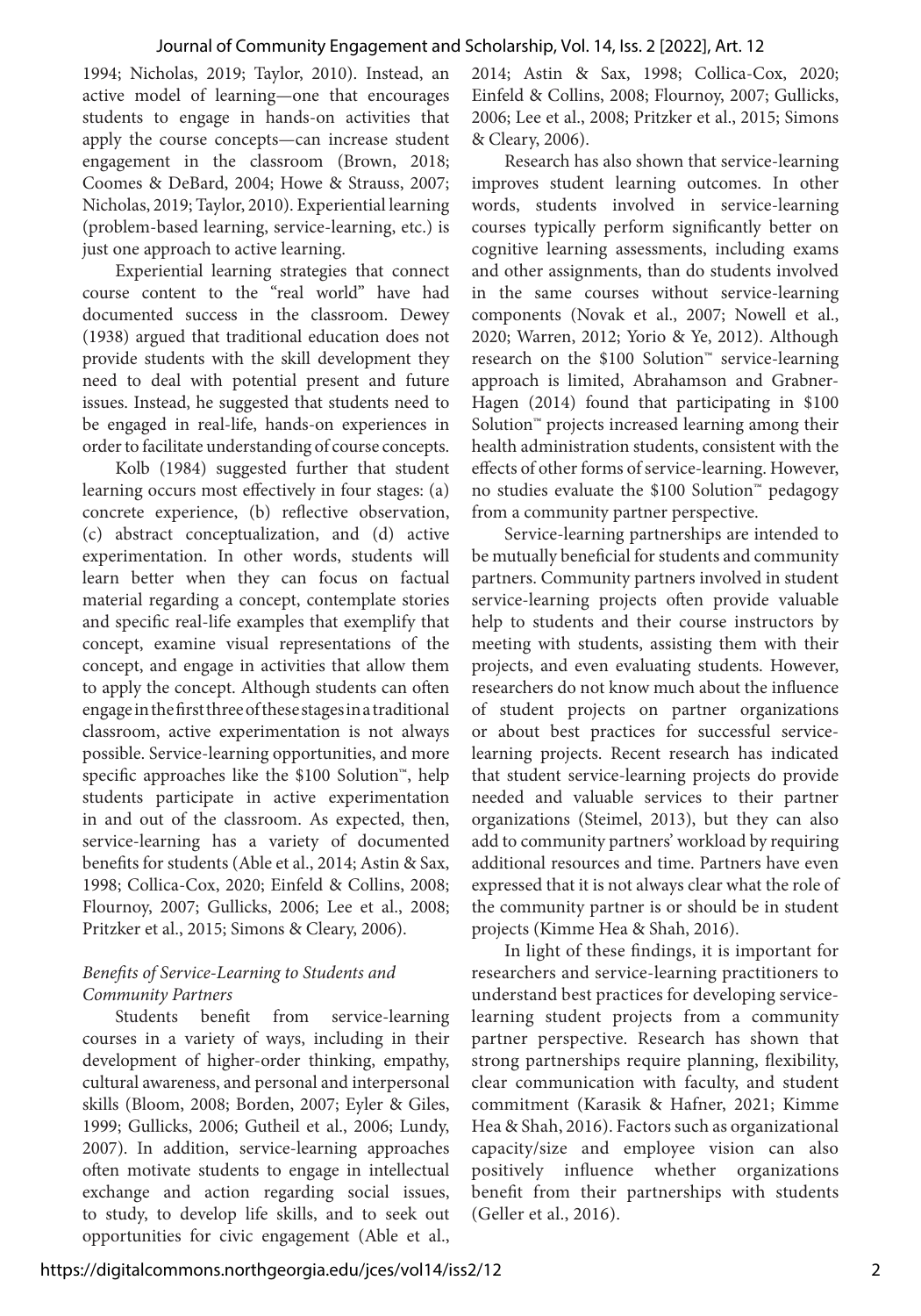1994; Nicholas, 2019; Taylor, 2010). Instead, an active model of learning—one that encourages students to engage in hands-on activities that apply the course concepts—can increase student engagement in the classroom (Brown, 2018; Coomes & DeBard, 2004; Howe & Strauss, 2007; Nicholas, 2019; Taylor, 2010). Experiential learning (problem-based learning, service-learning, etc.) is just one approach to active learning.

Experiential learning strategies that connect course content to the "real world" have had documented success in the classroom. Dewey (1938) argued that traditional education does not provide students with the skill development they need to deal with potential present and future issues. Instead, he suggested that students need to be engaged in real-life, hands-on experiences in order to facilitate understanding of course concepts.

Kolb (1984) suggested further that student learning occurs most effectively in four stages: (a) concrete experience, (b) reflective observation, (c) abstract conceptualization, and (d) active experimentation. In other words, students will learn better when they can focus on factual material regarding a concept, contemplate stories and specific real-life examples that exemplify that concept, examine visual representations of the concept, and engage in activities that allow them to apply the concept. Although students can often engage in the first three of these stages in a traditional classroom, active experimentation is not always possible. Service-learning opportunities, and more specific approaches like the $100 Solution™, help students participate in active experimentation in and out of the classroom. As expected, then, service-learning has a variety of documented benefits for students (Able et al., 2014; Astin & Sax, 1998; Collica-Cox, 2020; Einfeld & Collins, 2008; Flournoy, 2007; Gullicks, 2006; Lee et al., 2008; Pritzker et al., 2015; Simons & Cleary, 2006).

### *Benefits of Service-Learning to Students and Community Partners*

Students benefit from service-learning courses in a variety of ways, including in their development of higher-order thinking, empathy, cultural awareness, and personal and interpersonal skills (Bloom, 2008; Borden, 2007; Eyler & Giles, 1999; Gullicks, 2006; Gutheil et al., 2006; Lundy, 2007). In addition, service-learning approaches often motivate students to engage in intellectual exchange and action regarding social issues, to study, to develop life skills, and to seek out opportunities for civic engagement (Able et al., 2014; Astin & Sax, 1998; Collica-Cox, 2020; Einfeld & Collins, 2008; Flournoy, 2007; Gullicks, 2006; Lee et al., 2008; Pritzker et al., 2015; Simons & Cleary, 2006).

Research has also shown that service-learning improves student learning outcomes. In other words, students involved in service-learning courses typically perform significantly better on cognitive learning assessments, including exams and other assignments, than do students involved in the same courses without service-learning components (Novak et al., 2007; Nowell et al., 2020; Warren, 2012; Yorio & Ye, 2012). Although research on the $100 Solution™ service-learning approach is limited, Abrahamson and Grabner-Hagen (2014) found that participating in $100 Solution™ projects increased learning among their health administration students, consistent with the effects of other forms of service-learning. However, no studies evaluate the $100 Solution™ pedagogy from a community partner perspective.

Service-learning partnerships are intended to be mutually beneficial for students and community partners. Community partners involved in student service-learning projects often provide valuable help to students and their course instructors by meeting with students, assisting them with their projects, and even evaluating students. However, researchers do not know much about the influence of student projects on partner organizations or about best practices for successful service-learning projects. Recent research has indicated that student service-learning projects do provide needed and valuable services to their partner organizations (Steimel, 2013), but they can also add to community partners' workload by requiring additional resources and time. Partners have even expressed that it is not always clear what the role of the community partner is or should be in student projects (Kimme Hea & Shah, 2016).

In light of these findings, it is important for researchers and service-learning practitioners to understand best practices for developing service-learning student projects from a community partner perspective. Research has shown that strong partnerships require planning, flexibility, clear communication with faculty, and student commitment (Karasik & Hafner, 2021; Kimme Hea & Shah, 2016). Factors such as organizational capacity/size and employee vision can also positively influence whether organizations benefit from their partnerships with students (Geller et al., 2016).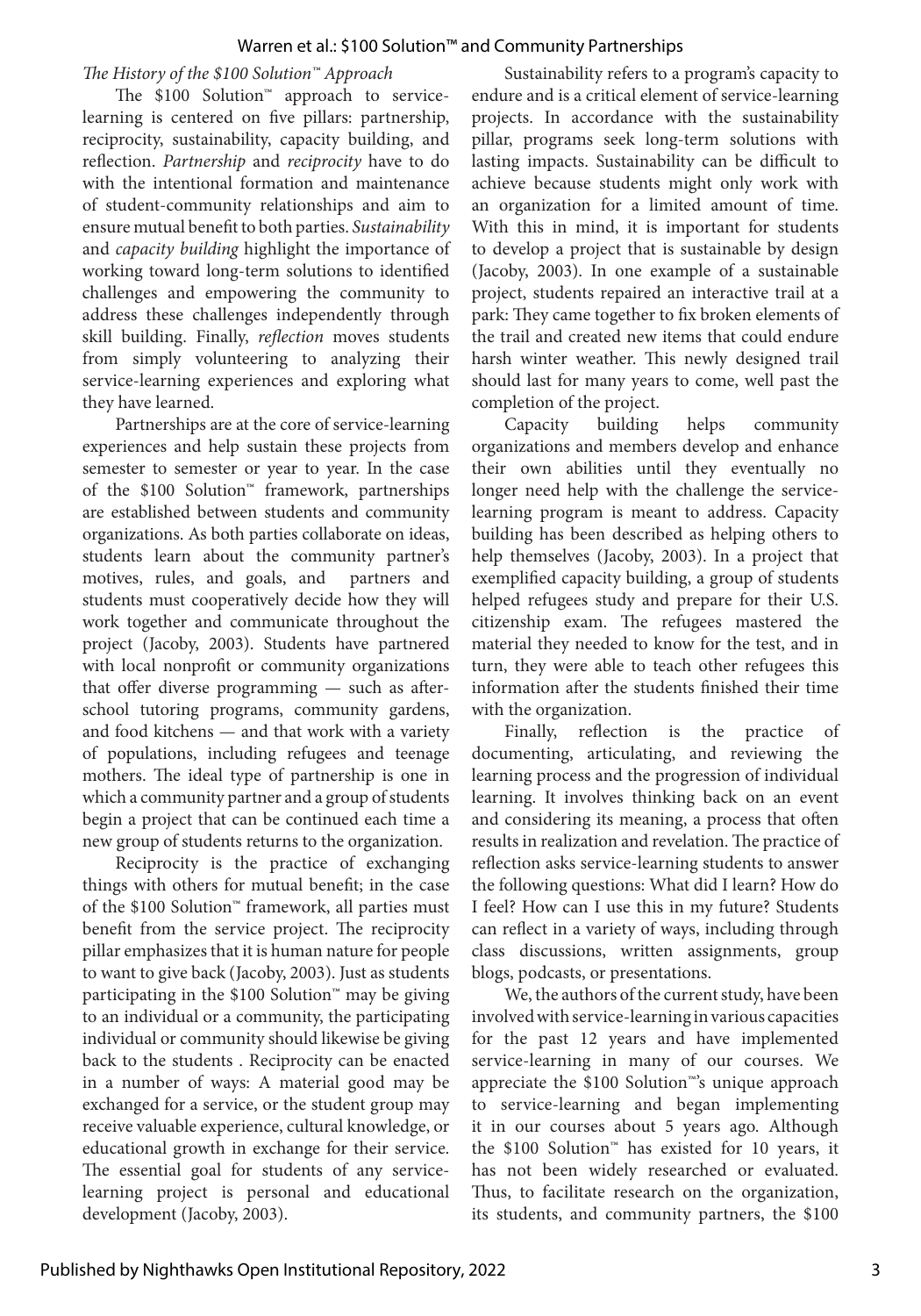*The History of the \$100 Solution™ Approach*

The \$100 Solution™ approach to service-learning is centered on five pillars: partnership, reciprocity, sustainability, capacity building, and reflection. *Partnership* and *reciprocity* have to do with the intentional formation and maintenance of student-community relationships and aim to ensure mutual benefit to both parties. *Sustainability* and *capacity building* highlight the importance of working toward long-term solutions to identified challenges and empowering the community to address these challenges independently through skill building. Finally, *reflection* moves students from simply volunteering to analyzing their service-learning experiences and exploring what they have learned.

Partnerships are at the core of service-learning experiences and help sustain these projects from semester to semester or year to year. In the case of the \$100 Solution™ framework, partnerships are established between students and community organizations. As both parties collaborate on ideas, students learn about the community partner's motives, rules, and goals, and partners and students must cooperatively decide how they will work together and communicate throughout the project (Jacoby, 2003). Students have partnered with local nonprofit or community organizations that offer diverse programming — such as after-school tutoring programs, community gardens, and food kitchens — and that work with a variety of populations, including refugees and teenage mothers. The ideal type of partnership is one in which a community partner and a group of students begin a project that can be continued each time a new group of students returns to the organization.

Reciprocity is the practice of exchanging things with others for mutual benefit; in the case of the \$100 Solution™ framework, all parties must benefit from the service project. The reciprocity pillar emphasizes that it is human nature for people to want to give back (Jacoby, 2003). Just as students participating in the \$100 Solution™ may be giving to an individual or a community, the participating individual or community should likewise be giving back to the students . Reciprocity can be enacted in a number of ways: A material good may be exchanged for a service, or the student group may receive valuable experience, cultural knowledge, or educational growth in exchange for their service. The essential goal for students of any service-learning project is personal and educational development (Jacoby, 2003).

Sustainability refers to a program's capacity to endure and is a critical element of service-learning projects. In accordance with the sustainability pillar, programs seek long-term solutions with lasting impacts. Sustainability can be difficult to achieve because students might only work with an organization for a limited amount of time. With this in mind, it is important for students to develop a project that is sustainable by design (Jacoby, 2003). In one example of a sustainable project, students repaired an interactive trail at a park: They came together to fix broken elements of the trail and created new items that could endure harsh winter weather. This newly designed trail should last for many years to come, well past the completion of the project.

Capacity building helps community organizations and members develop and enhance their own abilities until they eventually no longer need help with the challenge the service-learning program is meant to address. Capacity building has been described as helping others to help themselves (Jacoby, 2003). In a project that exemplified capacity building, a group of students helped refugees study and prepare for their U.S. citizenship exam. The refugees mastered the material they needed to know for the test, and in turn, they were able to teach other refugees this information after the students finished their time with the organization.

Finally, reflection is the practice of documenting, articulating, and reviewing the learning process and the progression of individual learning. It involves thinking back on an event and considering its meaning, a process that often results in realization and revelation. The practice of reflection asks service-learning students to answer the following questions: What did I learn? How do I feel? How can I use this in my future? Students can reflect in a variety of ways, including through class discussions, written assignments, group blogs, podcasts, or presentations.

We, the authors of the current study, have been involved with service-learning in various capacities for the past 12 years and have implemented service-learning in many of our courses. We appreciate the \$100 Solution™'s unique approach to service-learning and began implementing it in our courses about 5 years ago. Although the \$100 Solution™ has existed for 10 years, it has not been widely researched or evaluated. Thus, to facilitate research on the organization, its students, and community partners, the \$100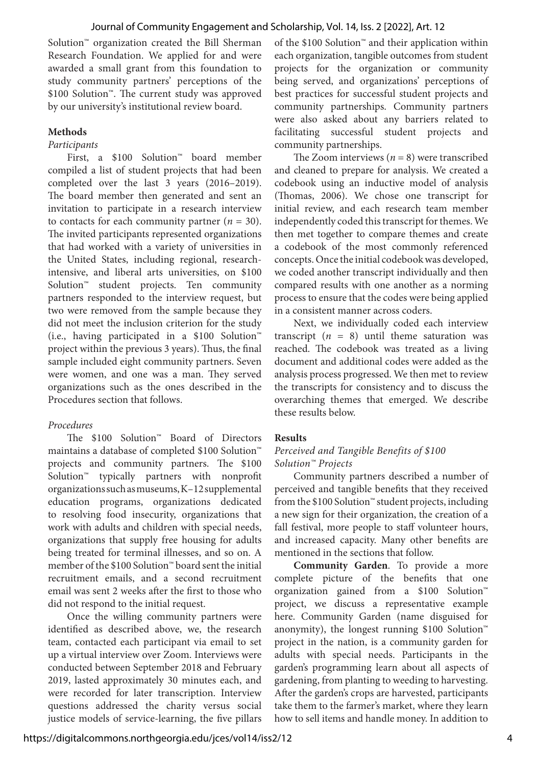Solution™ organization created the Bill Sherman Research Foundation. We applied for and were awarded a small grant from this foundation to study community partners' perceptions of the \$100 Solution™. The current study was approved by our university's institutional review board.

## Methods

### *Participants*

First, a \$100 Solution™ board member compiled a list of student projects that had been completed over the last 3 years (2016–2019). The board member then generated and sent an invitation to participate in a research interview to contacts for each community partner ($n = 30$). The invited participants represented organizations that had worked with a variety of universities in the United States, including regional, research-intensive, and liberal arts universities, on \$100 Solution™ student projects. Ten community partners responded to the interview request, but two were removed from the sample because they did not meet the inclusion criterion for the study (i.e., having participated in a \$100 Solution™ project within the previous 3 years). Thus, the final sample included eight community partners. Seven were women, and one was a man. They served organizations such as the ones described in the Procedures section that follows.

### *Procedures*

The \$100 Solution™ Board of Directors maintains a database of completed \$100 Solution™ projects and community partners. The \$100 Solution™ typically partners with nonprofit organizations such as museums, K–12 supplemental education programs, organizations dedicated to resolving food insecurity, organizations that work with adults and children with special needs, organizations that supply free housing for adults being treated for terminal illnesses, and so on. A member of the \$100 Solution™ board sent the initial recruitment emails, and a second recruitment email was sent 2 weeks after the first to those who did not respond to the initial request.

Once the willing community partners were identified as described above, we, the research team, contacted each participant via email to set up a virtual interview over Zoom. Interviews were conducted between September 2018 and February 2019, lasted approximately 30 minutes each, and were recorded for later transcription. Interview questions addressed the charity versus social justice models of service-learning, the five pillars of the \$100 Solution™ and their application within each organization, tangible outcomes from student projects for the organization or community being served, and organizations' perceptions of best practices for successful student projects and community partnerships. Community partners were also asked about any barriers related to facilitating successful student projects and community partnerships.

The Zoom interviews ($n = 8$) were transcribed and cleaned to prepare for analysis. We created a codebook using an inductive model of analysis (Thomas, 2006). We chose one transcript for initial review, and each research team member independently coded this transcript for themes. We then met together to compare themes and create a codebook of the most commonly referenced concepts. Once the initial codebook was developed, we coded another transcript individually and then compared results with one another as a norming process to ensure that the codes were being applied in a consistent manner across coders.

Next, we individually coded each interview transcript ($n = 8$) until theme saturation was reached. The codebook was treated as a living document and additional codes were added as the analysis process progressed. We then met to review the transcripts for consistency and to discuss the overarching themes that emerged. We describe these results below.

## Results

### *Perceived and Tangible Benefits of \$100 Solution™ Projects*

Community partners described a number of perceived and tangible benefits that they received from the \$100 Solution™ student projects, including a new sign for their organization, the creation of a fall festival, more people to staff volunteer hours, and increased capacity. Many other benefits are mentioned in the sections that follow.

**Community Garden**. To provide a more complete picture of the benefits that one organization gained from a \$100 Solution™ project, we discuss a representative example here. Community Garden (name disguised for anonymity), the longest running \$100 Solution™ project in the nation, is a community garden for adults with special needs. Participants in the garden's programming learn about all aspects of gardening, from planting to weeding to harvesting. After the garden's crops are harvested, participants take them to the farmer's market, where they learn how to sell items and handle money. In addition to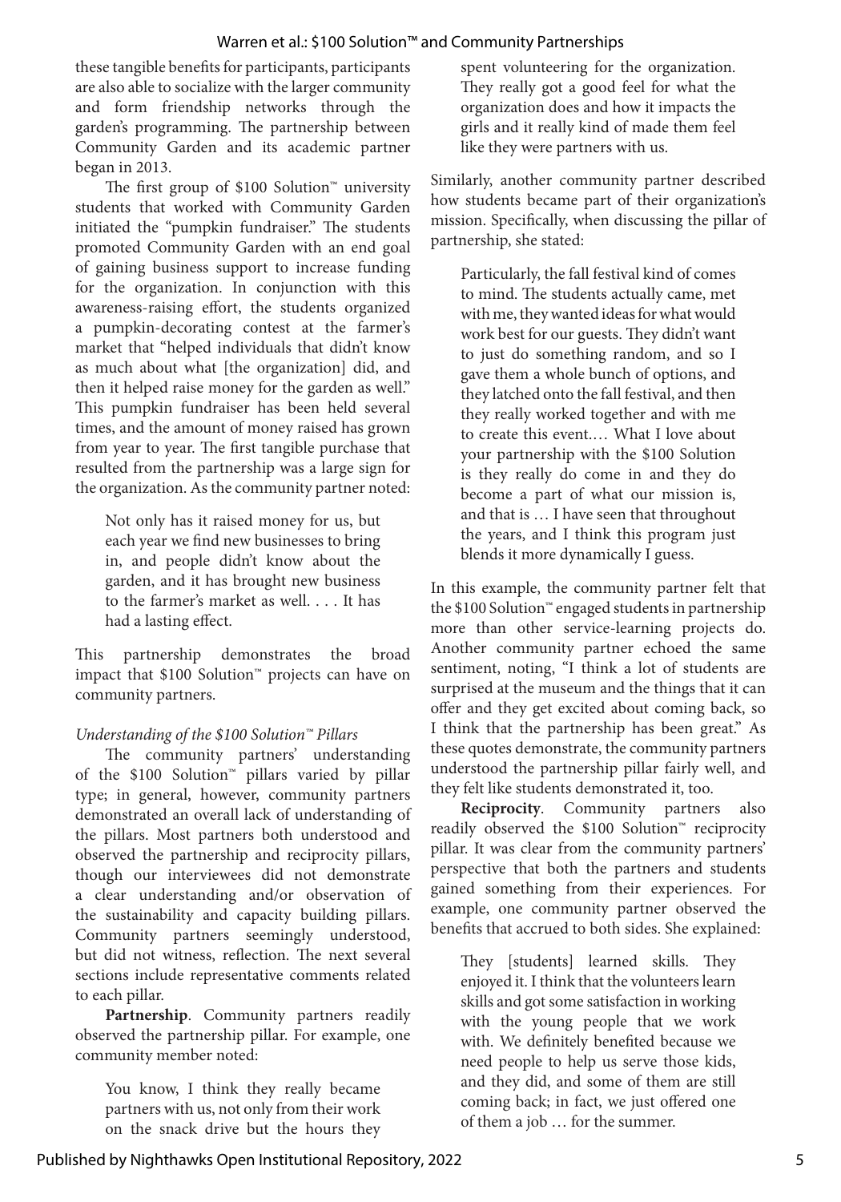these tangible benefits for participants, participants are also able to socialize with the larger community and form friendship networks through the garden's programming. The partnership between Community Garden and its academic partner began in 2013.

The first group of $100 Solution™ university students that worked with Community Garden initiated the "pumpkin fundraiser." The students promoted Community Garden with an end goal of gaining business support to increase funding for the organization. In conjunction with this awareness-raising effort, the students organized a pumpkin-decorating contest at the farmer's market that "helped individuals that didn't know as much about what [the organization] did, and then it helped raise money for the garden as well." This pumpkin fundraiser has been held several times, and the amount of money raised has grown from year to year. The first tangible purchase that resulted from the partnership was a large sign for the organization. As the community partner noted:

> Not only has it raised money for us, but each year we find new businesses to bring in, and people didn't know about the garden, and it has brought new business to the farmer's market as well. . . . It has had a lasting effect.

This partnership demonstrates the broad impact that $100 Solution™ projects can have on community partners.

*Understanding of the $100 Solution™ Pillars*

The community partners' understanding of the $100 Solution™ pillars varied by pillar type; in general, however, community partners demonstrated an overall lack of understanding of the pillars. Most partners both understood and observed the partnership and reciprocity pillars, though our interviewees did not demonstrate a clear understanding and/or observation of the sustainability and capacity building pillars. Community partners seemingly understood, but did not witness, reflection. The next several sections include representative comments related to each pillar.

**Partnership**. Community partners readily observed the partnership pillar. For example, one community member noted:

> You know, I think they really became partners with us, not only from their work on the snack drive but the hours they spent volunteering for the organization. They really got a good feel for what the organization does and how it impacts the girls and it really kind of made them feel like they were partners with us.

Similarly, another community partner described how students became part of their organization's mission. Specifically, when discussing the pillar of partnership, she stated:

> Particularly, the fall festival kind of comes to mind. The students actually came, met with me, they wanted ideas for what would work best for our guests. They didn't want to just do something random, and so I gave them a whole bunch of options, and they latched onto the fall festival, and then they really worked together and with me to create this event.… What I love about your partnership with the $100 Solution is they really do come in and they do become a part of what our mission is, and that is … I have seen that throughout the years, and I think this program just blends it more dynamically I guess.

In this example, the community partner felt that the $100 Solution™ engaged students in partnership more than other service-learning projects do. Another community partner echoed the same sentiment, noting, "I think a lot of students are surprised at the museum and the things that it can offer and they get excited about coming back, so I think that the partnership has been great." As these quotes demonstrate, the community partners understood the partnership pillar fairly well, and they felt like students demonstrated it, too.

**Reciprocity**. Community partners also readily observed the $100 Solution™ reciprocity pillar. It was clear from the community partners' perspective that both the partners and students gained something from their experiences. For example, one community partner observed the benefits that accrued to both sides. She explained:

> They [students] learned skills. They enjoyed it. I think that the volunteers learn skills and got some satisfaction in working with the young people that we work with. We definitely benefited because we need people to help us serve those kids, and they did, and some of them are still coming back; in fact, we just offered one of them a job … for the summer.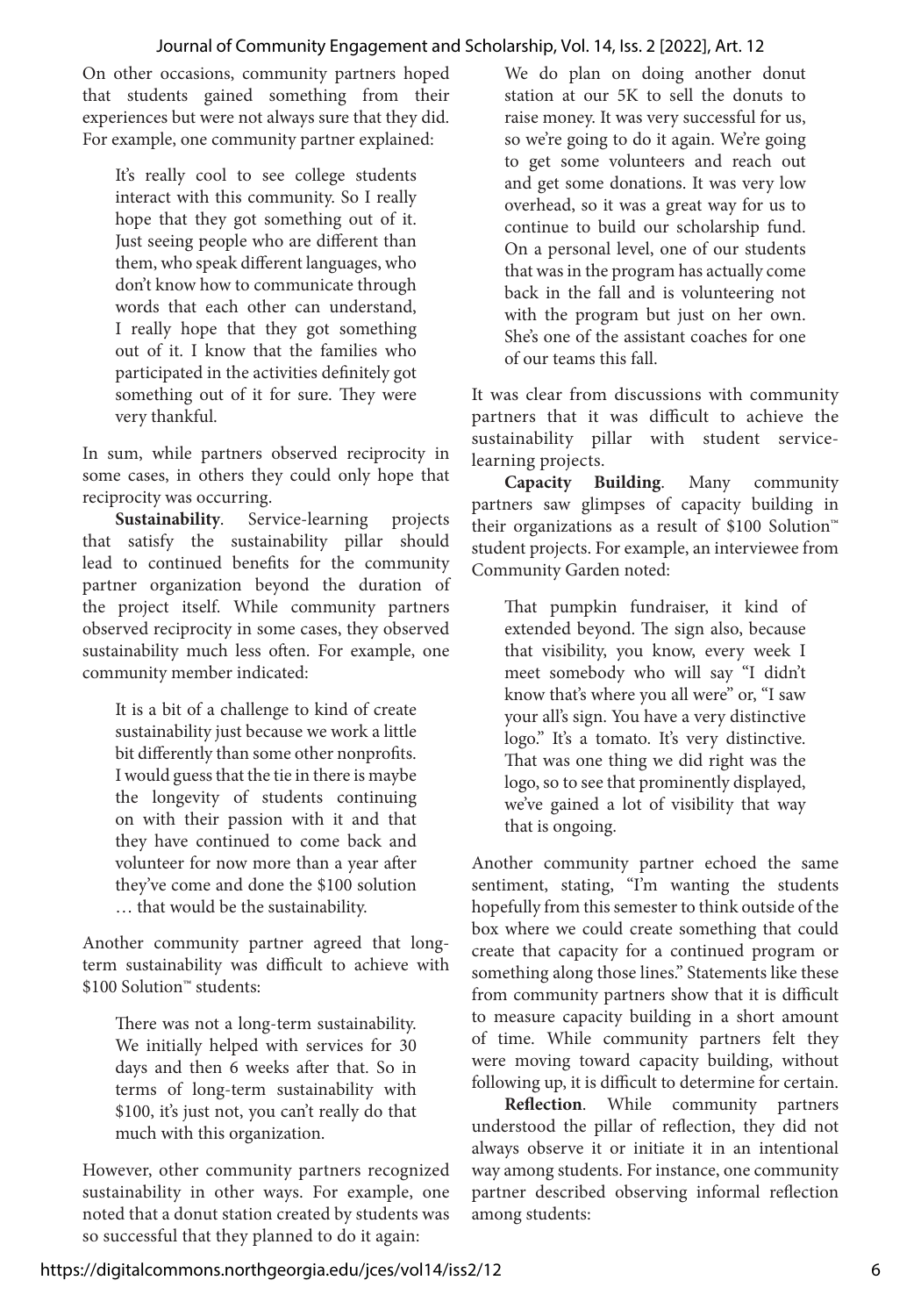On other occasions, community partners hoped that students gained something from their experiences but were not always sure that they did. For example, one community partner explained:

> It's really cool to see college students interact with this community. So I really hope that they got something out of it. Just seeing people who are different than them, who speak different languages, who don't know how to communicate through words that each other can understand, I really hope that they got something out of it. I know that the families who participated in the activities definitely got something out of it for sure. They were very thankful.

In sum, while partners observed reciprocity in some cases, in others they could only hope that reciprocity was occurring.

**Sustainability**. Service-learning projects that satisfy the sustainability pillar should lead to continued benefits for the community partner organization beyond the duration of the project itself. While community partners observed reciprocity in some cases, they observed sustainability much less often. For example, one community member indicated:

> It is a bit of a challenge to kind of create sustainability just because we work a little bit differently than some other nonprofits. I would guess that the tie in there is maybe the longevity of students continuing on with their passion with it and that they have continued to come back and volunteer for now more than a year after they've come and done the $100 solution … that would be the sustainability.

Another community partner agreed that long-term sustainability was difficult to achieve with $100 Solution™ students:

> There was not a long-term sustainability. We initially helped with services for 30 days and then 6 weeks after that. So in terms of long-term sustainability with $100, it's just not, you can't really do that much with this organization.

However, other community partners recognized sustainability in other ways. For example, one noted that a donut station created by students was so successful that they planned to do it again:

> We do plan on doing another donut station at our 5K to sell the donuts to raise money. It was very successful for us, so we're going to do it again. We're going to get some volunteers and reach out and get some donations. It was very low overhead, so it was a great way for us to continue to build our scholarship fund. On a personal level, one of our students that was in the program has actually come back in the fall and is volunteering not with the program but just on her own. She's one of the assistant coaches for one of our teams this fall.

It was clear from discussions with community partners that it was difficult to achieve the sustainability pillar with student service-learning projects.

**Capacity Building**. Many community partners saw glimpses of capacity building in their organizations as a result of $100 Solution™ student projects. For example, an interviewee from Community Garden noted:

> That pumpkin fundraiser, it kind of extended beyond. The sign also, because that visibility, you know, every week I meet somebody who will say "I didn't know that's where you all were" or, "I saw your all's sign. You have a very distinctive logo." It's a tomato. It's very distinctive. That was one thing we did right was the logo, so to see that prominently displayed, we've gained a lot of visibility that way that is ongoing.

Another community partner echoed the same sentiment, stating, "I'm wanting the students hopefully from this semester to think outside of the box where we could create something that could create that capacity for a continued program or something along those lines." Statements like these from community partners show that it is difficult to measure capacity building in a short amount of time. While community partners felt they were moving toward capacity building, without following up, it is difficult to determine for certain.

**Reflection**. While community partners understood the pillar of reflection, they did not always observe it or initiate it in an intentional way among students. For instance, one community partner described observing informal reflection among students: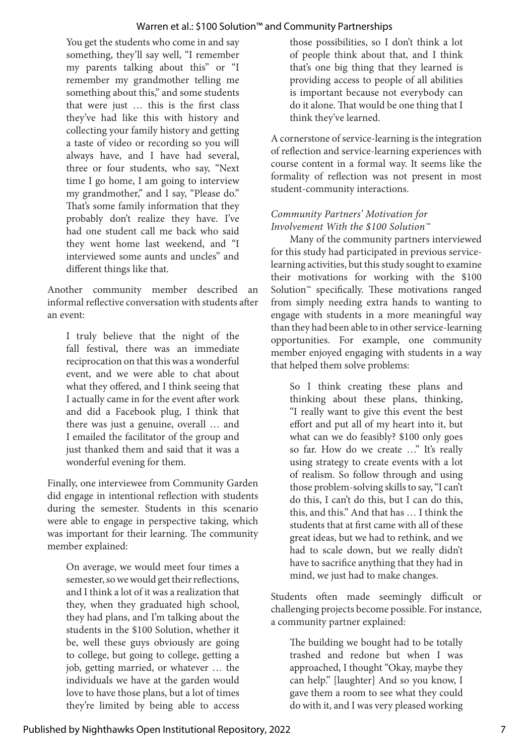> You get the students who come in and say something, they'll say well, "I remember my parents talking about this" or "I remember my grandmother telling me something about this," and some students that were just … this is the first class they've had like this with history and collecting your family history and getting a taste of video or recording so you will always have, and I have had several, three or four students, who say, "Next time I go home, I am going to interview my grandmother," and I say, "Please do." That's some family information that they probably don't realize they have. I've had one student call me back who said they went home last weekend, and "I interviewed some aunts and uncles" and different things like that.

Another community member described an informal reflective conversation with students after an event:

> I truly believe that the night of the fall festival, there was an immediate reciprocation on that this was a wonderful event, and we were able to chat about what they offered, and I think seeing that I actually came in for the event after work and did a Facebook plug, I think that there was just a genuine, overall … and I emailed the facilitator of the group and just thanked them and said that it was a wonderful evening for them.

Finally, one interviewee from Community Garden did engage in intentional reflection with students during the semester. Students in this scenario were able to engage in perspective taking, which was important for their learning. The community member explained:

> On average, we would meet four times a semester, so we would get their reflections, and I think a lot of it was a realization that they, when they graduated high school, they had plans, and I'm talking about the students in the $100 Solution, whether it be, well these guys obviously are going to college, but going to college, getting a job, getting married, or whatever … the individuals we have at the garden would love to have those plans, but a lot of times they're limited by being able to access those possibilities, so I don't think a lot of people think about that, and I think that's one big thing that they learned is providing access to people of all abilities is important because not everybody can do it alone. That would be one thing that I think they've learned.

A cornerstone of service-learning is the integration of reflection and service-learning experiences with course content in a formal way. It seems like the formality of reflection was not present in most student-community interactions.

*Community Partners' Motivation for Involvement With the $100 Solution™*

Many of the community partners interviewed for this study had participated in previous service-learning activities, but this study sought to examine their motivations for working with the $100 Solution™ specifically. These motivations ranged from simply needing extra hands to wanting to engage with students in a more meaningful way than they had been able to in other service-learning opportunities. For example, one community member enjoyed engaging with students in a way that helped them solve problems:

> So I think creating these plans and thinking about these plans, thinking, "I really want to give this event the best effort and put all of my heart into it, but what can we do feasibly? $100 only goes so far. How do we create …" It's really using strategy to create events with a lot of realism. So follow through and using those problem-solving skills to say, "I can't do this, I can't do this, but I can do this, this, and this." And that has … I think the students that at first came with all of these great ideas, but we had to rethink, and we had to scale down, but we really didn't have to sacrifice anything that they had in mind, we just had to make changes.

Students often made seemingly difficult or challenging projects become possible. For instance, a community partner explained:

> The building we bought had to be totally trashed and redone but when I was approached, I thought "Okay, maybe they can help." [laughter] And so you know, I gave them a room to see what they could do with it, and I was very pleased working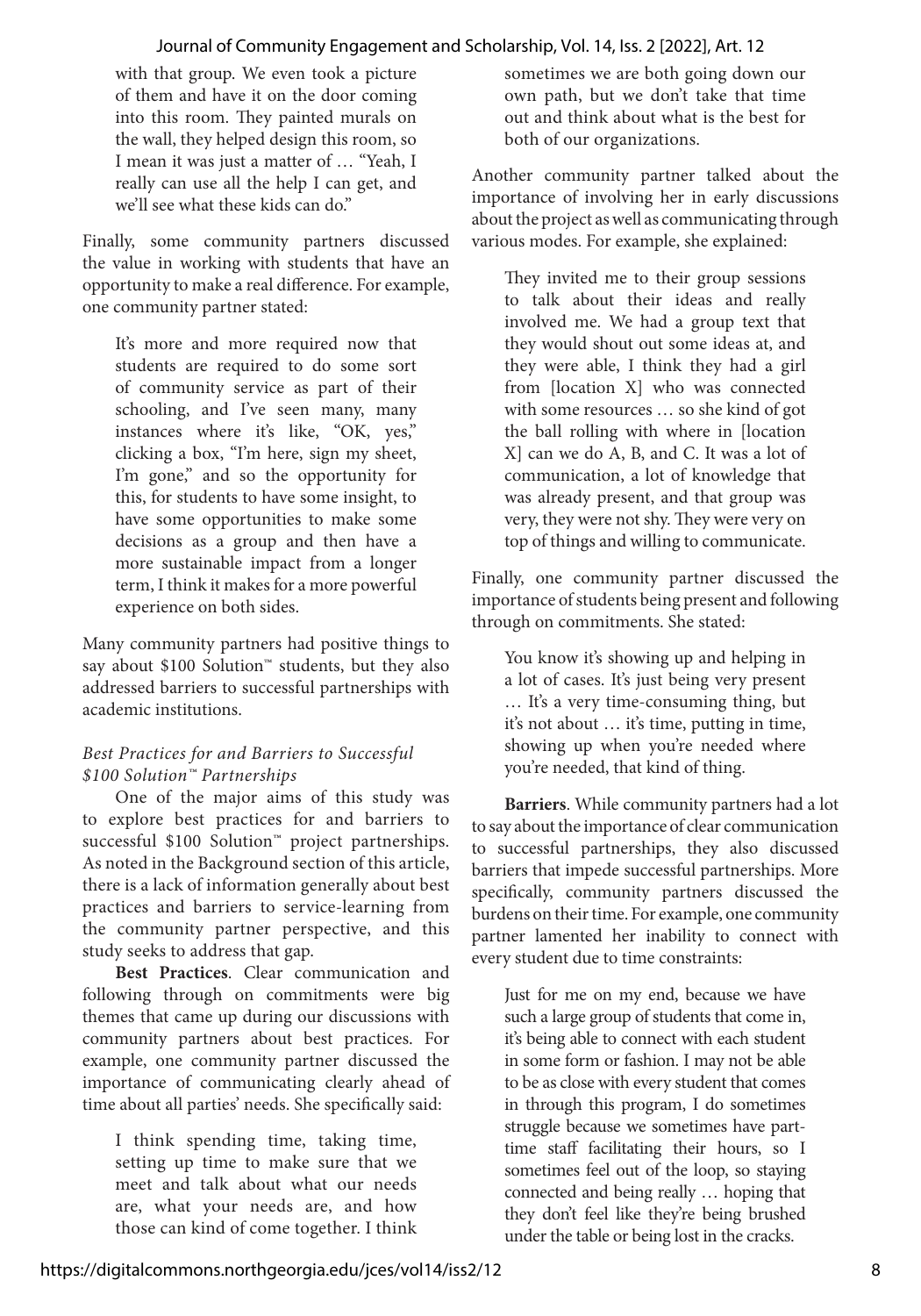with that group. We even took a picture of them and have it on the door coming into this room. They painted murals on the wall, they helped design this room, so I mean it was just a matter of … "Yeah, I really can use all the help I can get, and we'll see what these kids can do."

Finally, some community partners discussed the value in working with students that have an opportunity to make a real difference. For example, one community partner stated:

> It's more and more required now that students are required to do some sort of community service as part of their schooling, and I've seen many, many instances where it's like, "OK, yes," clicking a box, "I'm here, sign my sheet, I'm gone," and so the opportunity for this, for students to have some insight, to have some opportunities to make some decisions as a group and then have a more sustainable impact from a longer term, I think it makes for a more powerful experience on both sides.

Many community partners had positive things to say about $100 Solution™ students, but they also addressed barriers to successful partnerships with academic institutions.

### *Best Practices for and Barriers to Successful $100 Solution™ Partnerships*

One of the major aims of this study was to explore best practices for and barriers to successful $100 Solution™ project partnerships. As noted in the Background section of this article, there is a lack of information generally about best practices and barriers to service-learning from the community partner perspective, and this study seeks to address that gap.

**Best Practices**. Clear communication and following through on commitments were big themes that came up during our discussions with community partners about best practices. For example, one community partner discussed the importance of communicating clearly ahead of time about all parties' needs. She specifically said:

> I think spending time, taking time, setting up time to make sure that we meet and talk about what our needs are, what your needs are, and how those can kind of come together. I think sometimes we are both going down our own path, but we don't take that time out and think about what is the best for both of our organizations.

Another community partner talked about the importance of involving her in early discussions about the project as well as communicating through various modes. For example, she explained:

> They invited me to their group sessions to talk about their ideas and really involved me. We had a group text that they would shout out some ideas at, and they were able, I think they had a girl from [location X] who was connected with some resources … so she kind of got the ball rolling with where in [location X] can we do A, B, and C. It was a lot of communication, a lot of knowledge that was already present, and that group was very, they were not shy. They were very on top of things and willing to communicate.

Finally, one community partner discussed the importance of students being present and following through on commitments. She stated:

> You know it's showing up and helping in a lot of cases. It's just being very present … It's a very time-consuming thing, but it's not about … it's time, putting in time, showing up when you're needed where you're needed, that kind of thing.

**Barriers**. While community partners had a lot to say about the importance of clear communication to successful partnerships, they also discussed barriers that impede successful partnerships. More specifically, community partners discussed the burdens on their time. For example, one community partner lamented her inability to connect with every student due to time constraints:

> Just for me on my end, because we have such a large group of students that come in, it's being able to connect with each student in some form or fashion. I may not be able to be as close with every student that comes in through this program, I do sometimes struggle because we sometimes have part-time staff facilitating their hours, so I sometimes feel out of the loop, so staying connected and being really … hoping that they don't feel like they're being brushed under the table or being lost in the cracks.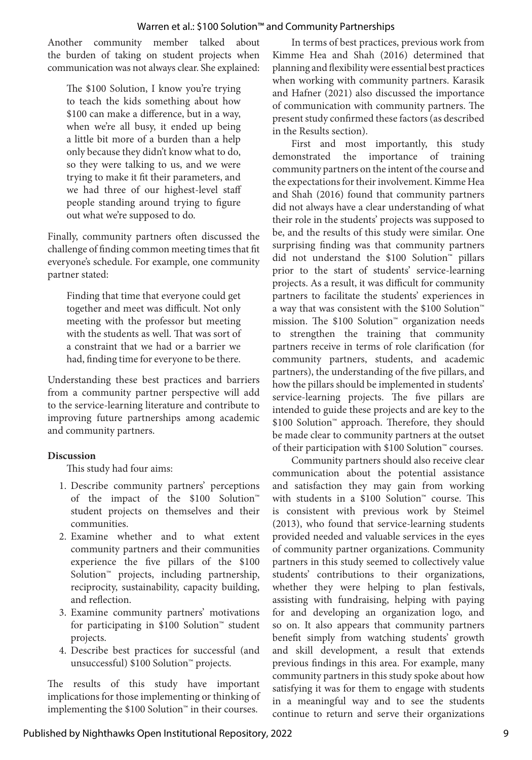Another community member talked about the burden of taking on student projects when communication was not always clear. She explained:

> The $100 Solution, I know you're trying to teach the kids something about how $100 can make a difference, but in a way, when we're all busy, it ended up being a little bit more of a burden than a help only because they didn't know what to do, so they were talking to us, and we were trying to make it fit their parameters, and we had three of our highest-level staff people standing around trying to figure out what we're supposed to do.

Finally, community partners often discussed the challenge of finding common meeting times that fit everyone's schedule. For example, one community partner stated:

> Finding that time that everyone could get together and meet was difficult. Not only meeting with the professor but meeting with the students as well. That was sort of a constraint that we had or a barrier we had, finding time for everyone to be there.

Understanding these best practices and barriers from a community partner perspective will add to the service-learning literature and contribute to improving future partnerships among academic and community partners.

**Discussion**

This study had four aims:

1. Describe community partners' perceptions of the impact of the $100 Solution™ student projects on themselves and their communities.
2. Examine whether and to what extent community partners and their communities experience the five pillars of the $100 Solution™ projects, including partnership, reciprocity, sustainability, capacity building, and reflection.
3. Examine community partners' motivations for participating in $100 Solution™ student projects.
4. Describe best practices for successful (and unsuccessful) $100 Solution™ projects.

The results of this study have important implications for those implementing or thinking of implementing the $100 Solution™ in their courses.

In terms of best practices, previous work from Kimme Hea and Shah (2016) determined that planning and flexibility were essential best practices when working with community partners. Karasik and Hafner (2021) also discussed the importance of communication with community partners. The present study confirmed these factors (as described in the Results section).

First and most importantly, this study demonstrated the importance of training community partners on the intent of the course and the expectations for their involvement. Kimme Hea and Shah (2016) found that community partners did not always have a clear understanding of what their role in the students' projects was supposed to be, and the results of this study were similar. One surprising finding was that community partners did not understand the $100 Solution™ pillars prior to the start of students' service-learning projects. As a result, it was difficult for community partners to facilitate the students' experiences in a way that was consistent with the $100 Solution™ mission. The $100 Solution™ organization needs to strengthen the training that community partners receive in terms of role clarification (for community partners, students, and academic partners), the understanding of the five pillars, and how the pillars should be implemented in students' service-learning projects. The five pillars are intended to guide these projects and are key to the $100 Solution™ approach. Therefore, they should be made clear to community partners at the outset of their participation with $100 Solution™ courses.

Community partners should also receive clear communication about the potential assistance and satisfaction they may gain from working with students in a $100 Solution™ course. This is consistent with previous work by Steimel (2013), who found that service-learning students provided needed and valuable services in the eyes of community partner organizations. Community partners in this study seemed to collectively value students' contributions to their organizations, whether they were helping to plan festivals, assisting with fundraising, helping with paying for and developing an organization logo, and so on. It also appears that community partners benefit simply from watching students' growth and skill development, a result that extends previous findings in this area. For example, many community partners in this study spoke about how satisfying it was for them to engage with students in a meaningful way and to see the students continue to return and serve their organizations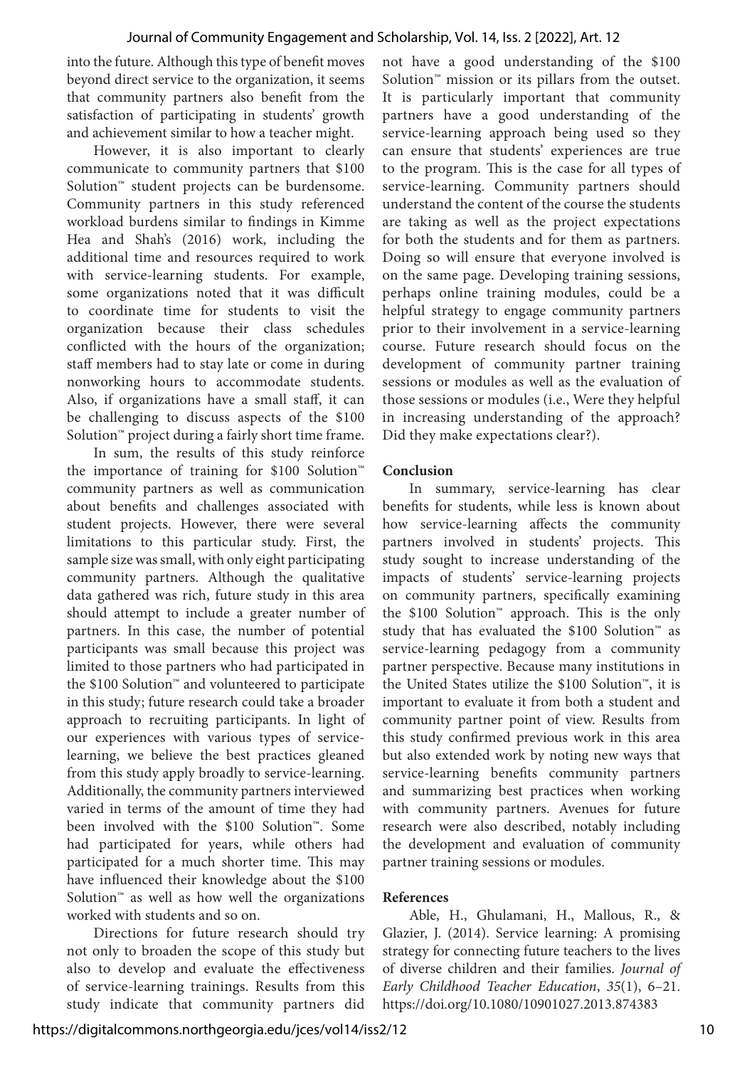into the future. Although this type of benefit moves beyond direct service to the organization, it seems that community partners also benefit from the satisfaction of participating in students' growth and achievement similar to how a teacher might.

However, it is also important to clearly communicate to community partners that $100 Solution™ student projects can be burdensome. Community partners in this study referenced workload burdens similar to findings in Kimme Hea and Shah's (2016) work, including the additional time and resources required to work with service-learning students. For example, some organizations noted that it was difficult to coordinate time for students to visit the organization because their class schedules conflicted with the hours of the organization; staff members had to stay late or come in during nonworking hours to accommodate students. Also, if organizations have a small staff, it can be challenging to discuss aspects of the $100 Solution™ project during a fairly short time frame.

In sum, the results of this study reinforce the importance of training for $100 Solution™ community partners as well as communication about benefits and challenges associated with student projects. However, there were several limitations to this particular study. First, the sample size was small, with only eight participating community partners. Although the qualitative data gathered was rich, future study in this area should attempt to include a greater number of partners. In this case, the number of potential participants was small because this project was limited to those partners who had participated in the $100 Solution™ and volunteered to participate in this study; future research could take a broader approach to recruiting participants. In light of our experiences with various types of service-learning, we believe the best practices gleaned from this study apply broadly to service-learning. Additionally, the community partners interviewed varied in terms of the amount of time they had been involved with the $100 Solution™. Some had participated for years, while others had participated for a much shorter time. This may have influenced their knowledge about the $100 Solution™ as well as how well the organizations worked with students and so on.

Directions for future research should try not only to broaden the scope of this study but also to develop and evaluate the effectiveness of service-learning trainings. Results from this study indicate that community partners did not have a good understanding of the $100 Solution™ mission or its pillars from the outset. It is particularly important that community partners have a good understanding of the service-learning approach being used so they can ensure that students' experiences are true to the program. This is the case for all types of service-learning. Community partners should understand the content of the course the students are taking as well as the project expectations for both the students and for them as partners. Doing so will ensure that everyone involved is on the same page. Developing training sessions, perhaps online training modules, could be a helpful strategy to engage community partners prior to their involvement in a service-learning course. Future research should focus on the development of community partner training sessions or modules as well as the evaluation of those sessions or modules (i.e., Were they helpful in increasing understanding of the approach? Did they make expectations clear?).

## Conclusion

In summary, service-learning has clear benefits for students, while less is known about how service-learning affects the community partners involved in students' projects. This study sought to increase understanding of the impacts of students' service-learning projects on community partners, specifically examining the $100 Solution™ approach. This is the only study that has evaluated the $100 Solution™ as service-learning pedagogy from a community partner perspective. Because many institutions in the United States utilize the $100 Solution™, it is important to evaluate it from both a student and community partner point of view. Results from this study confirmed previous work in this area but also extended work by noting new ways that service-learning benefits community partners and summarizing best practices when working with community partners. Avenues for future research were also described, notably including the development and evaluation of community partner training sessions or modules.

## References

Able, H., Ghulamani, H., Mallous, R., & Glazier, J. (2014). Service learning: A promising strategy for connecting future teachers to the lives of diverse children and their families. *Journal of Early Childhood Teacher Education*, *35*(1), 6–21. https://doi.org/10.1080/10901027.2013.874383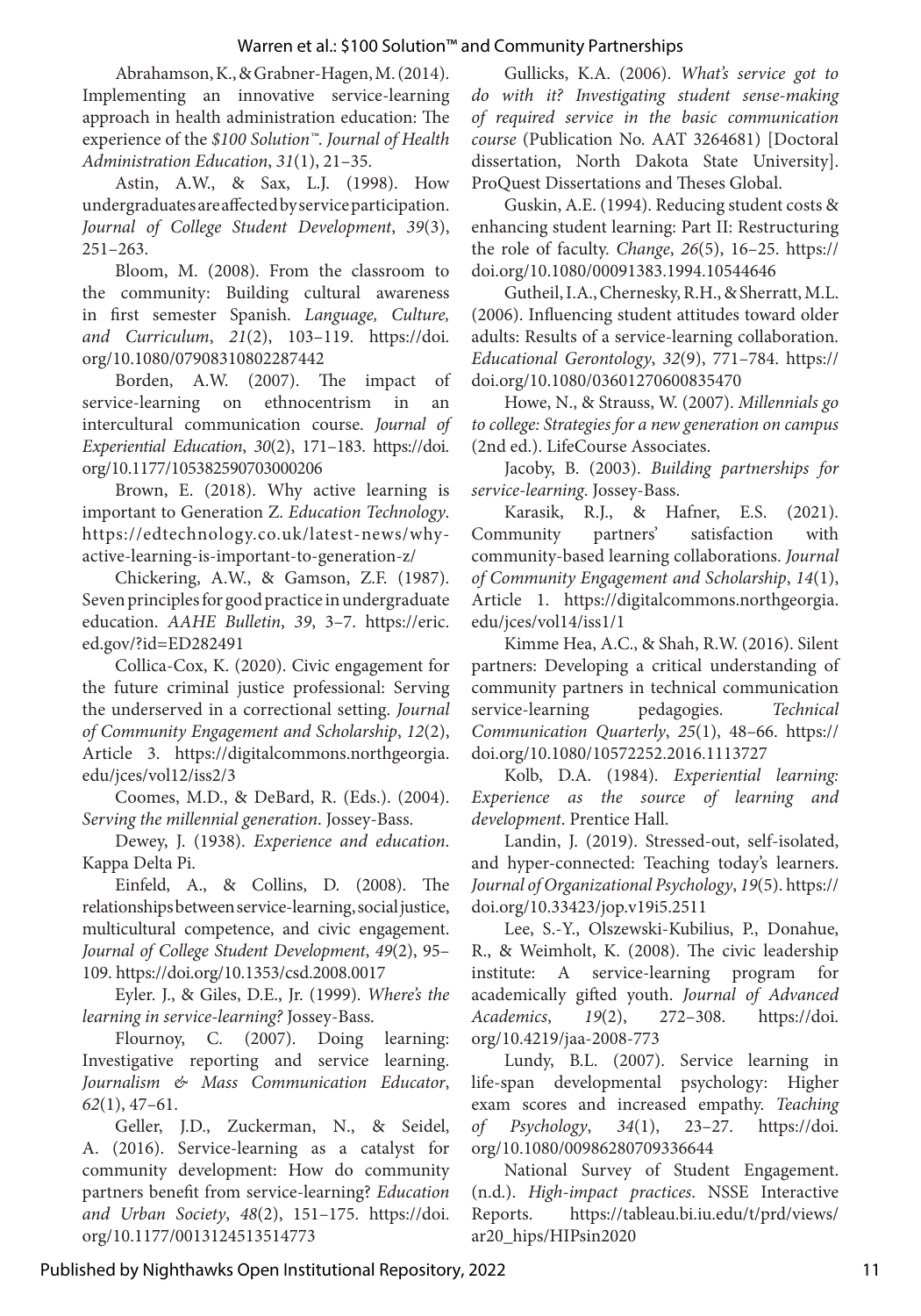Abrahamson, K., & Grabner-Hagen, M. (2014). Implementing an innovative service-learning approach in health administration education: The experience of the *$100 Solution™*. *Journal of Health Administration Education*, *31*(1), 21–35.

Astin, A.W., & Sax, L.J. (1998). How undergraduates are affected by service participation. *Journal of College Student Development*, *39*(3), 251–263.

Bloom, M. (2008). From the classroom to the community: Building cultural awareness in first semester Spanish. *Language, Culture, and Curriculum*, *21*(2), 103–119. https://doi.org/10.1080/07908310802287442

Borden, A.W. (2007). The impact of service-learning on ethnocentrism in an intercultural communication course. *Journal of Experiential Education*, *30*(2), 171–183. https://doi.org/10.1177/105382590703000206

Brown, E. (2018). Why active learning is important to Generation Z. *Education Technology*. https://edtechnology.co.uk/latest-news/why-active-learning-is-important-to-generation-z/

Chickering, A.W., & Gamson, Z.F. (1987). Seven principles for good practice in undergraduate education. *AAHE Bulletin*, *39*, 3–7. https://eric.ed.gov/?id=ED282491

Collica-Cox, K. (2020). Civic engagement for the future criminal justice professional: Serving the underserved in a correctional setting. *Journal of Community Engagement and Scholarship*, *12*(2), Article 3. https://digitalcommons.northgeorgia.edu/jces/vol12/iss2/3

Coomes, M.D., & DeBard, R. (Eds.). (2004). *Serving the millennial generation*. Jossey-Bass.

Dewey, J. (1938). *Experience and education*. Kappa Delta Pi.

Einfeld, A., & Collins, D. (2008). The relationships between service-learning, social justice, multicultural competence, and civic engagement. *Journal of College Student Development*, *49*(2), 95–109. https://doi.org/10.1353/csd.2008.0017

Eyler. J., & Giles, D.E., Jr. (1999). *Where's the learning in service-learning?* Jossey-Bass.

Flournoy, C. (2007). Doing learning: Investigative reporting and service learning. *Journalism & Mass Communication Educator*, *62*(1), 47–61.

Geller, J.D., Zuckerman, N., & Seidel, A. (2016). Service-learning as a catalyst for community development: How do community partners benefit from service-learning? *Education and Urban Society*, *48*(2), 151–175. https://doi.org/10.1177/0013124513514773

Gullicks, K.A. (2006). *What's service got to do with it? Investigating student sense-making of required service in the basic communication course* (Publication No. AAT 3264681) [Doctoral dissertation, North Dakota State University]. ProQuest Dissertations and Theses Global.

Guskin, A.E. (1994). Reducing student costs & enhancing student learning: Part II: Restructuring the role of faculty. *Change*, *26*(5), 16–25. https://doi.org/10.1080/00091383.1994.10544646

Gutheil, I.A., Chernesky, R.H., & Sherratt, M.L. (2006). Influencing student attitudes toward older adults: Results of a service-learning collaboration. *Educational Gerontology*, *32*(9), 771–784. https://doi.org/10.1080/03601270600835470

Howe, N., & Strauss, W. (2007). *Millennials go to college: Strategies for a new generation on campus* (2nd ed.). LifeCourse Associates.

Jacoby, B. (2003). *Building partnerships for service-learning*. Jossey-Bass.

Karasik, R.J., & Hafner, E.S. (2021). Community partners' satisfaction with community-based learning collaborations. *Journal of Community Engagement and Scholarship*, *14*(1), Article 1. https://digitalcommons.northgeorgia.edu/jces/vol14/iss1/1

Kimme Hea, A.C., & Shah, R.W. (2016). Silent partners: Developing a critical understanding of community partners in technical communication service-learning pedagogies. *Technical Communication Quarterly*, *25*(1), 48–66. https://doi.org/10.1080/10572252.2016.1113727

Kolb, D.A. (1984). *Experiential learning: Experience as the source of learning and development*. Prentice Hall.

Landin, J. (2019). Stressed-out, self-isolated, and hyper-connected: Teaching today's learners. *Journal of Organizational Psychology*, *19*(5). https://doi.org/10.33423/jop.v19i5.2511

Lee, S.-Y., Olszewski-Kubilius, P., Donahue, R., & Weimholt, K. (2008). The civic leadership institute: A service-learning program for academically gifted youth. *Journal of Advanced Academics*, *19*(2), 272–308. https://doi.org/10.4219/jaa-2008-773

Lundy, B.L. (2007). Service learning in life-span developmental psychology: Higher exam scores and increased empathy. *Teaching of Psychology*, *34*(1), 23–27. https://doi.org/10.1080/00986280709336644

National Survey of Student Engagement. (n.d.). *High-impact practices*. NSSE Interactive Reports. https://tableau.bi.iu.edu/t/prd/views/ar20_hips/HIPsin2020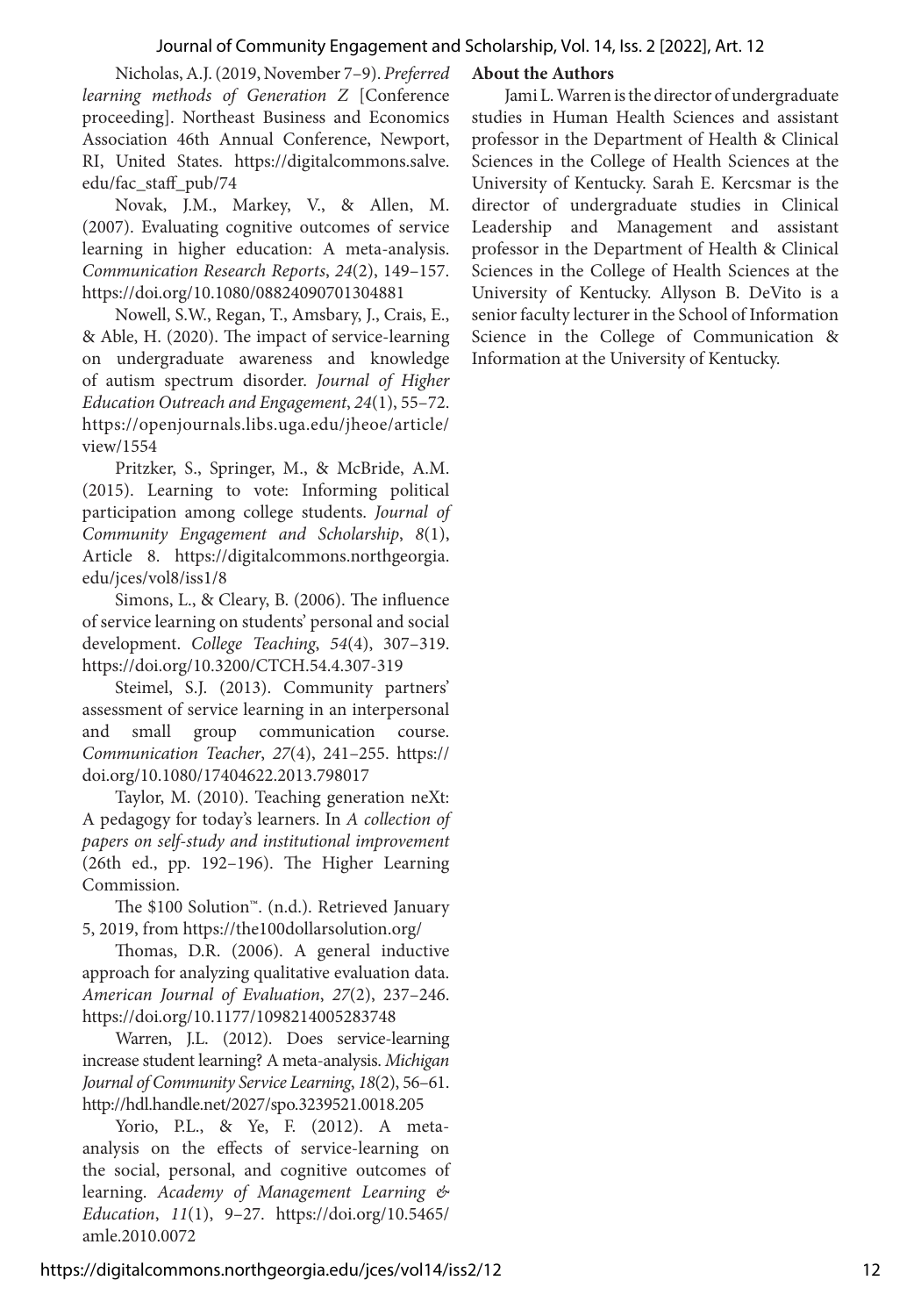Nicholas, A.J. (2019, November 7–9). *Preferred learning methods of Generation Z* [Conference proceeding]. Northeast Business and Economics Association 46th Annual Conference, Newport, RI, United States. https://digitalcommons.salve.edu/fac_staff_pub/74

Novak, J.M., Markey, V., & Allen, M. (2007). Evaluating cognitive outcomes of service learning in higher education: A meta-analysis. *Communication Research Reports*, *24*(2), 149–157. https://doi.org/10.1080/08824090701304881

Nowell, S.W., Regan, T., Amsbary, J., Crais, E., & Able, H. (2020). The impact of service-learning on undergraduate awareness and knowledge of autism spectrum disorder. *Journal of Higher Education Outreach and Engagement*, *24*(1), 55–72. https://openjournals.libs.uga.edu/jheoe/article/view/1554

Pritzker, S., Springer, M., & McBride, A.M. (2015). Learning to vote: Informing political participation among college students. *Journal of Community Engagement and Scholarship*, *8*(1), Article 8. https://digitalcommons.northgeorgia.edu/jces/vol8/iss1/8

Simons, L., & Cleary, B. (2006). The influence of service learning on students' personal and social development. *College Teaching*, *54*(4), 307–319. https://doi.org/10.3200/CTCH.54.4.307-319

Steimel, S.J. (2013). Community partners' assessment of service learning in an interpersonal and small group communication course. *Communication Teacher*, *27*(4), 241–255. https://doi.org/10.1080/17404622.2013.798017

Taylor, M. (2010). Teaching generation neXt: A pedagogy for today's learners. In *A collection of papers on self-study and institutional improvement* (26th ed., pp. 192–196). The Higher Learning Commission.

The $100 Solution™. (n.d.). Retrieved January 5, 2019, from https://the100dollarsolution.org/

Thomas, D.R. (2006). A general inductive approach for analyzing qualitative evaluation data. *American Journal of Evaluation*, *27*(2), 237–246. https://doi.org/10.1177/1098214005283748

Warren, J.L. (2012). Does service-learning increase student learning? A meta-analysis. *Michigan Journal of Community Service Learning*, *18*(2), 56–61. http://hdl.handle.net/2027/spo.3239521.0018.205

Yorio, P.L., & Ye, F. (2012). A meta-analysis on the effects of service-learning on the social, personal, and cognitive outcomes of learning. *Academy of Management Learning & Education*, *11*(1), 9–27. https://doi.org/10.5465/amle.2010.0072

**About the Authors**

Jami L. Warren is the director of undergraduate studies in Human Health Sciences and assistant professor in the Department of Health & Clinical Sciences in the College of Health Sciences at the University of Kentucky. Sarah E. Kercsmar is the director of undergraduate studies in Clinical Leadership and Management and assistant professor in the Department of Health & Clinical Sciences in the College of Health Sciences at the University of Kentucky. Allyson B. DeVito is a senior faculty lecturer in the School of Information Science in the College of Communication & Information at the University of Kentucky.